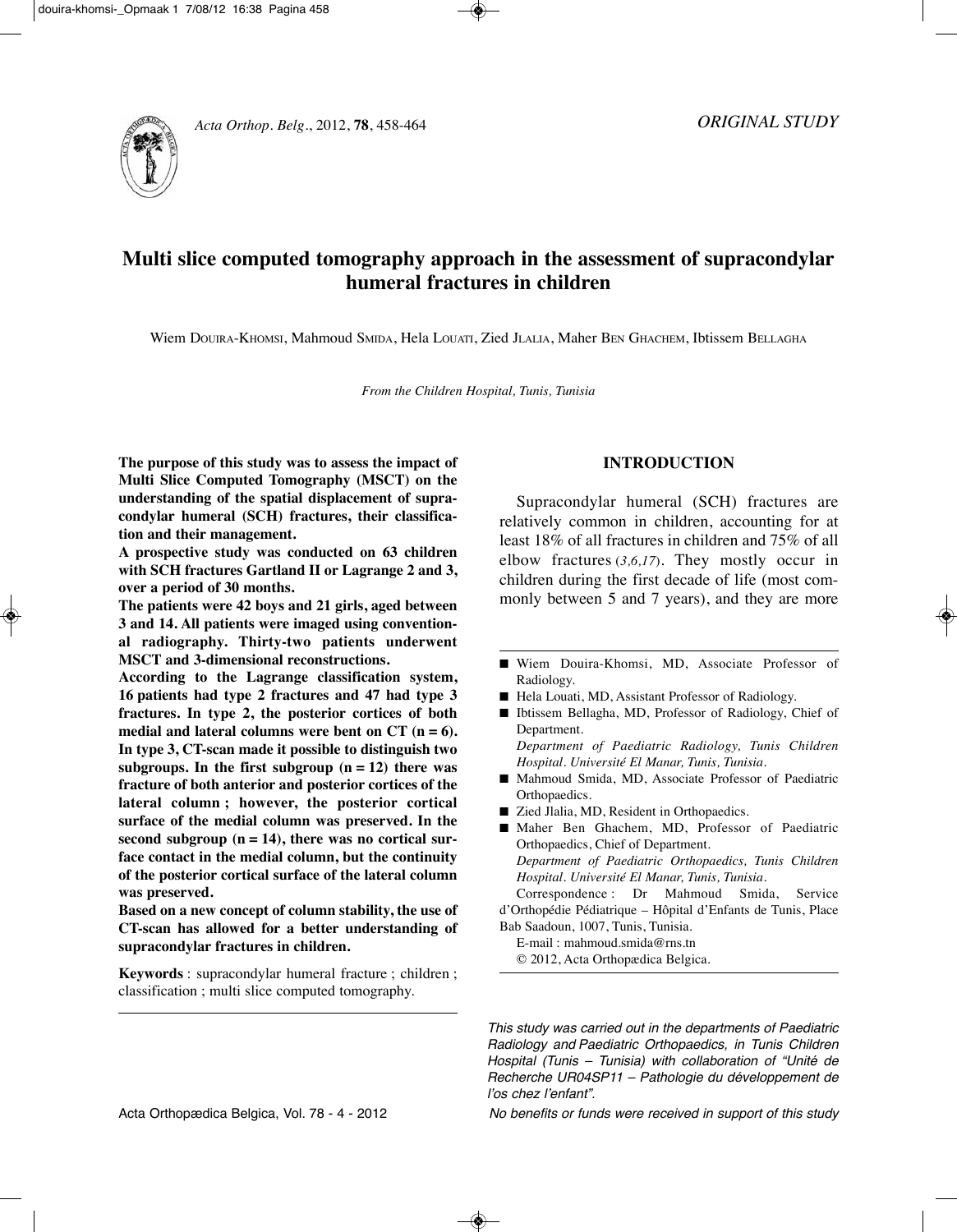ORIGINAL STUDY

# Multi slice computed tomography approach in the assessment of supracondylar humeral fractures in children

Wiem Douira-Khomsi, Mahmoud Smida, Hela Louati, Zied Jlalia, Maher Ben Ghachem, Ibtissem Bellagha

*From the Children Hospital, Tunis, Tunisia*

**The purpose of this study was to assess the impact of Multi Slice Computed Tomography (MSCT) on the understanding of the spatial displacement of supracondylar humeral (SCH) fractures, their classification and their management.**

**A prospective study was conducted on 63 children with SCH fractures Gartland II or Lagrange 2 and 3, over a period of 30 months.**

**The patients were 42 boys and 21 girls, aged between 3 and 14. All patients were imaged using conventional radiography. Thirty-two patients underwent MSCT and 3-dimensional reconstructions.**

**According to the Lagrange classification system, 16 patients had type 2 fractures and 47 had type 3 fractures. In type 2, the posterior cortices of both medial and lateral columns were bent on CT (n = 6). In type 3, CT-scan made it possible to distinguish two subgroups. In the first subgroup (n = 12) there was fracture of both anterior and posterior cortices of the lateral column ; however, the posterior cortical surface of the medial column was preserved. In the second subgroup (n = 14), there was no cortical surface contact in the medial column, but the continuity of the posterior cortical surface of the lateral column was preserved.**

**Based on a new concept of column stability, the use of CT-scan has allowed for a better understanding of supracondylar fractures in children.**

**Keywords** : supracondylar humeral fracture ; children ; classification ; multi slice computed tomography.

## INTRODUCTION

Supracondylar humeral (SCH) fractures are relatively common in children, accounting for at least 18% of all fractures in children and 75% of all elbow fractures (3,6,17). They mostly occur in children during the first decade of life (most commonly between 5 and 7 years), and they are more

- Wiem Douira-Khomsi, MD, Associate Professor of Radiology.
- Hela Louati, MD, Assistant Professor of Radiology.
- Ibtissem Bellagha, MD, Professor of Radiology, Chief of Department.

*Department of Paediatric Radiology, Tunis Children Hospital. Université El Manar, Tunis, Tunisia.*

- Mahmoud Smida, MD, Associate Professor of Paediatric Orthopaedics.
- Zied Jlalia, MD, Resident in Orthopaedics.
- Maher Ben Ghachem, MD, Professor of Paediatric Orthopaedics, Chief of Department.

*Department of Paediatric Orthopaedics, Tunis Children Hospital. Université El Manar, Tunis, Tunisia.*

Correspondence : Dr Mahmoud Smida, Service d'Orthopédie Pédiatrique – Hôpital d'Enfants de Tunis, Place Bab Saadoun, 1007, Tunis, Tunisia.

E-mail : mahmoud.smida@rns.tn

© 2012, Acta Orthopædica Belgica.

*This study was carried out in the departments of Paediatric Radiology and Paediatric Orthopaedics, in Tunis Children Hospital (Tunis – Tunisia) with collaboration of "Unité de Recherche UR04SP11 – Pathologie du développement de l'os chez l'enfant".*

*No benefits or funds were received in support of this study*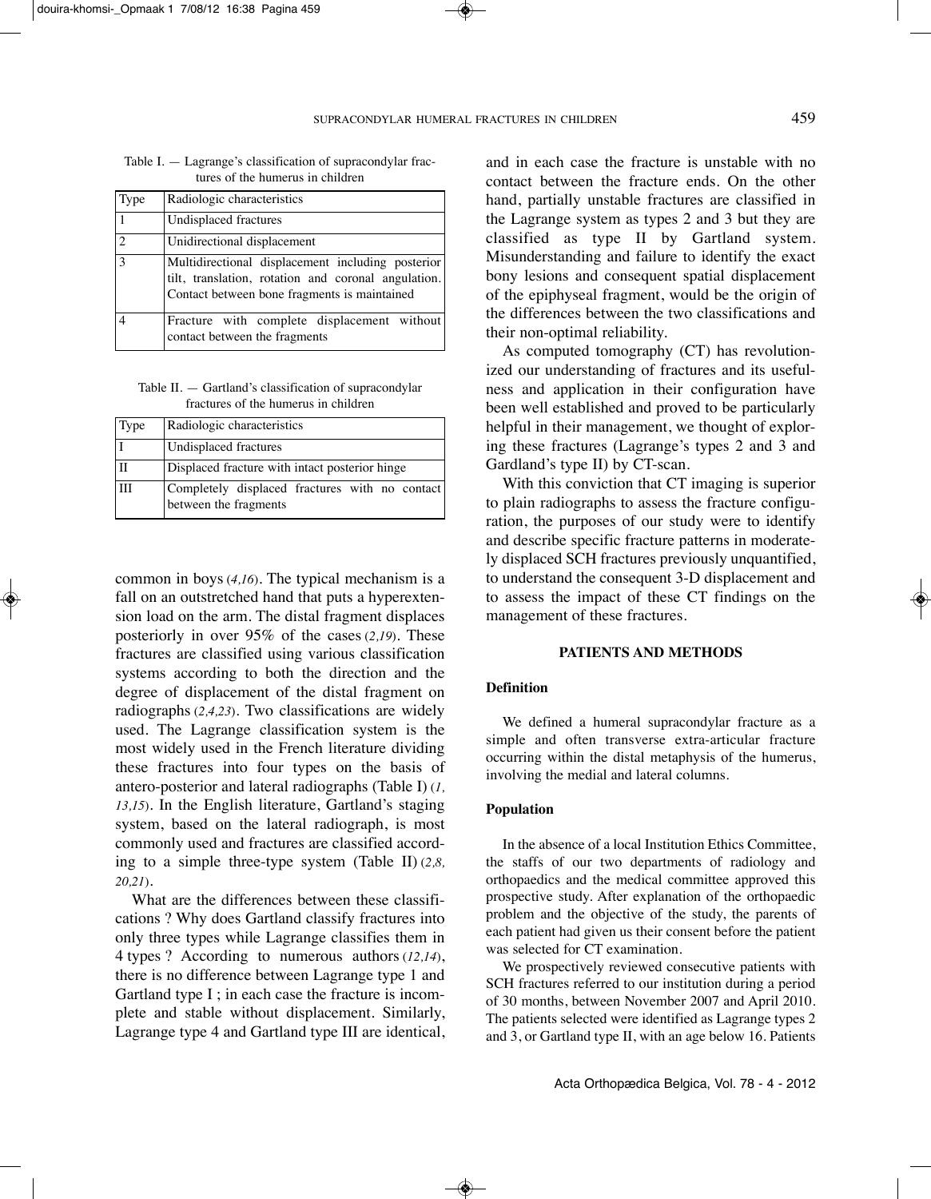Table I. — Lagrange's classification of supracondylar fractures of the humerus in children

| Type | Radiologic characteristics |
|---|---|
| 1 | Undisplaced fractures |
| 2 | Unidirectional displacement |
| 3 | Multidirectional displacement including posterior tilt, translation, rotation and coronal angulation. Contact between bone fragments is maintained |
| 4 | Fracture with complete displacement without contact between the fragments |

Table II. — Gartland's classification of supracondylar fractures of the humerus in children

| Type | Radiologic characteristics |
|---|---|
| I | Undisplaced fractures |
| II | Displaced fracture with intact posterior hinge |
| III | Completely displaced fractures with no contact between the fragments |

common in boys (*4,16*). The typical mechanism is a fall on an outstretched hand that puts a hyperextension load on the arm. The distal fragment displaces posteriorly in over 95% of the cases (*2,19*). These fractures are classified using various classification systems according to both the direction and the degree of displacement of the distal fragment on radiographs (*2,4,23*). Two classifications are widely used. The Lagrange classification system is the most widely used in the French literature dividing these fractures into four types on the basis of antero-posterior and lateral radiographs (Table I) (*1, 13,15*). In the English literature, Gartland's staging system, based on the lateral radiograph, is most commonly used and fractures are classified according to a simple three-type system (Table II) (*2,8, 20,21*).

What are the differences between these classifications ? Why does Gartland classify fractures into only three types while Lagrange classifies them in 4 types ? According to numerous authors (*12,14*), there is no difference between Lagrange type 1 and Gartland type I ; in each case the fracture is incomplete and stable without displacement. Similarly, Lagrange type 4 and Gartland type III are identical, and in each case the fracture is unstable with no contact between the fracture ends. On the other hand, partially unstable fractures are classified in the Lagrange system as types 2 and 3 but they are classified as type II by Gartland system. Misunderstanding and failure to identify the exact bony lesions and consequent spatial displacement of the epiphyseal fragment, would be the origin of the differences between the two classifications and their non-optimal reliability.

As computed tomography (CT) has revolutionized our understanding of fractures and its usefulness and application in their configuration have been well established and proved to be particularly helpful in their management, we thought of exploring these fractures (Lagrange's types 2 and 3 and Gardland's type II) by CT-scan.

With this conviction that CT imaging is superior to plain radiographs to assess the fracture configuration, the purposes of our study were to identify and describe specific fracture patterns in moderately displaced SCH fractures previously unquantified, to understand the consequent 3-D displacement and to assess the impact of these CT findings on the management of these fractures.

## PATIENTS AND METHODS

### Definition

We defined a humeral supracondylar fracture as a simple and often transverse extra-articular fracture occurring within the distal metaphysis of the humerus, involving the medial and lateral columns.

### Population

In the absence of a local Institution Ethics Committee, the staffs of our two departments of radiology and orthopaedics and the medical committee approved this prospective study. After explanation of the orthopaedic problem and the objective of the study, the parents of each patient had given us their consent before the patient was selected for CT examination.

We prospectively reviewed consecutive patients with SCH fractures referred to our institution during a period of 30 months, between November 2007 and April 2010. The patients selected were identified as Lagrange types 2 and 3, or Gartland type II, with an age below 16. Patients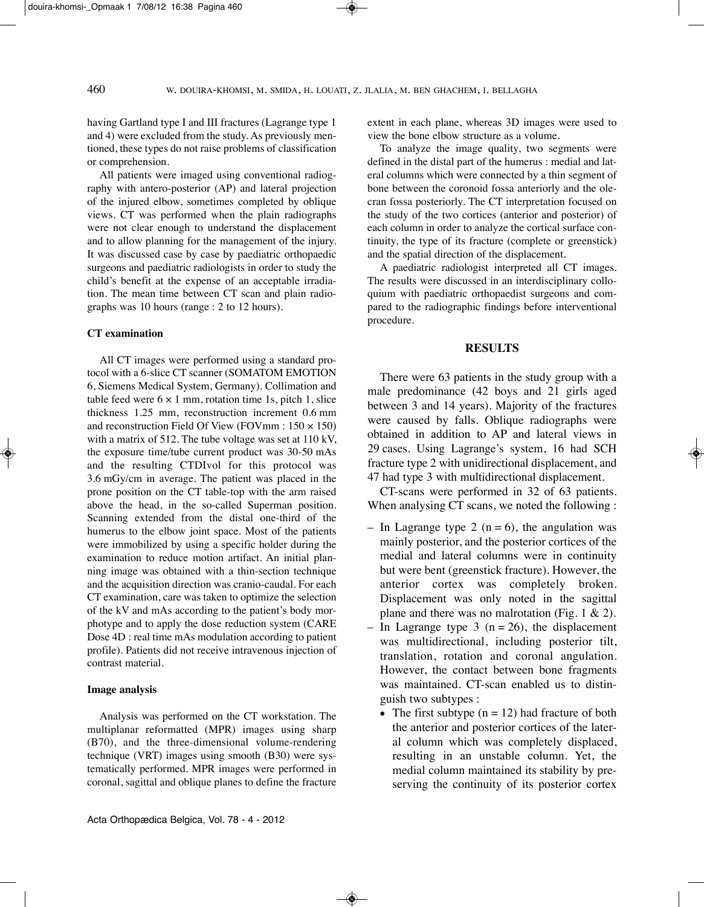having Gartland type I and III fractures (Lagrange type 1 and 4) were excluded from the study. As previously mentioned, these types do not raise problems of classification or comprehension.

All patients were imaged using conventional radiography with antero-posterior (AP) and lateral projection of the injured elbow, sometimes completed by oblique views. CT was performed when the plain radiographs were not clear enough to understand the displacement and to allow planning for the management of the injury. It was discussed case by case by paediatric orthopaedic surgeons and paediatric radiologists in order to study the child's benefit at the expense of an acceptable irradiation. The mean time between CT scan and plain radiographs was 10 hours (range : 2 to 12 hours).

### CT examination

All CT images were performed using a standard protocol with a 6-slice CT scanner (SOMATOM EMOTION 6, Siemens Medical System, Germany). Collimation and table feed were 6 × 1 mm, rotation time 1s, pitch 1, slice thickness 1.25 mm, reconstruction increment 0.6 mm and reconstruction Field Of View (FOVmm : 150 × 150) with a matrix of 512. The tube voltage was set at 110 kV, the exposure time/tube current product was 30-50 mAs and the resulting CTDIvol for this protocol was 3.6 mGy/cm in average. The patient was placed in the prone position on the CT table-top with the arm raised above the head, in the so-called Superman position. Scanning extended from the distal one-third of the humerus to the elbow joint space. Most of the patients were immobilized by using a specific holder during the examination to reduce motion artifact. An initial planning image was obtained with a thin-section technique and the acquisition direction was cranio-caudal. For each CT examination, care was taken to optimize the selection of the kV and mAs according to the patient's body morphotype and to apply the dose reduction system (CARE Dose 4D : real time mAs modulation according to patient profile). Patients did not receive intravenous injection of contrast material.

### Image analysis

Analysis was performed on the CT workstation. The multiplanar reformatted (MPR) images using sharp (B70), and the three-dimensional volume-rendering technique (VRT) images using smooth (B30) were systematically performed. MPR images were performed in coronal, sagittal and oblique planes to define the fracture extent in each plane, whereas 3D images were used to view the bone elbow structure as a volume.

To analyze the image quality, two segments were defined in the distal part of the humerus : medial and lateral columns which were connected by a thin segment of bone between the coronoid fossa anteriorly and the olecran fossa posteriorly. The CT interpretation focused on the study of the two cortices (anterior and posterior) of each column in order to analyze the cortical surface continuity, the type of its fracture (complete or greenstick) and the spatial direction of the displacement.

A paediatric radiologist interpreted all CT images. The results were discussed in an interdisciplinary colloquium with paediatric orthopaedist surgeons and compared to the radiographic findings before interventional procedure.

## RESULTS

There were 63 patients in the study group with a male predominance (42 boys and 21 girls aged between 3 and 14 years). Majority of the fractures were caused by falls. Oblique radiographs were obtained in addition to AP and lateral views in 29 cases. Using Lagrange's system, 16 had SCH fracture type 2 with unidirectional displacement, and 47 had type 3 with multidirectional displacement.

CT-scans were performed in 32 of 63 patients. When analysing CT scans, we noted the following :

- In Lagrange type 2 (n = 6), the angulation was mainly posterior, and the posterior cortices of the medial and lateral columns were in continuity but were bent (greenstick fracture). However, the anterior cortex was completely broken. Displacement was only noted in the sagittal plane and there was no malrotation (Fig. 1 & 2).
- In Lagrange type 3 (n = 26), the displacement was multidirectional, including posterior tilt, translation, rotation and coronal angulation. However, the contact between bone fragments was maintained. CT-scan enabled us to distinguish two subtypes :
  - The first subtype (n = 12) had fracture of both the anterior and posterior cortices of the lateral column which was completely displaced, resulting in an unstable column. Yet, the medial column maintained its stability by preserving the continuity of its posterior cortex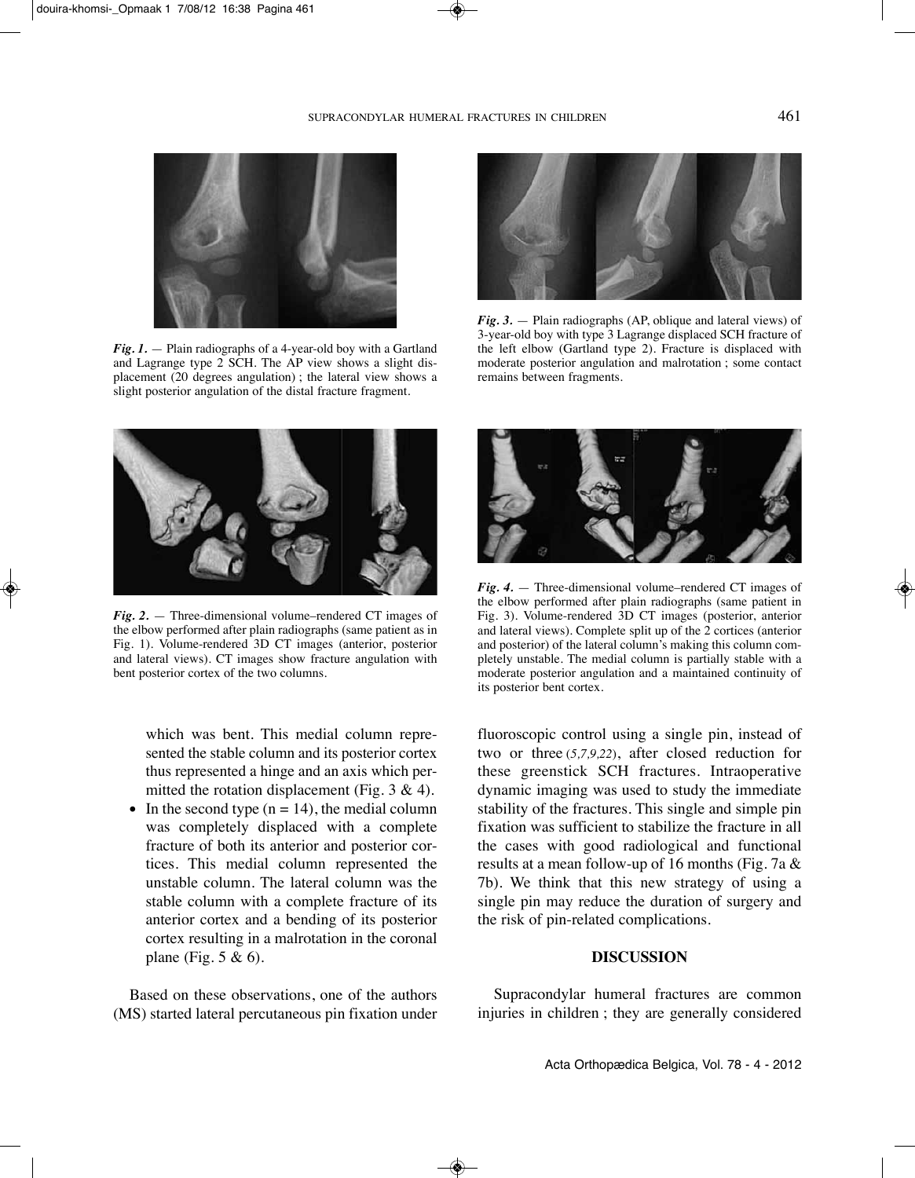*Fig. 1.* — Plain radiographs of a 4-year-old boy with a Gartland and Lagrange type 2 SCH. The AP view shows a slight displacement (20 degrees angulation) ; the lateral view shows a slight posterior angulation of the distal fracture fragment.

*Fig. 3.* — Plain radiographs (AP, oblique and lateral views) of 3-year-old boy with type 3 Lagrange displaced SCH fracture of the left elbow (Gartland type 2). Fracture is displaced with moderate posterior angulation and malrotation ; some contact remains between fragments.

*Fig. 2.* — Three-dimensional volume–rendered CT images of the elbow performed after plain radiographs (same patient as in Fig. 1). Volume-rendered 3D CT images (anterior, posterior and lateral views). CT images show fracture angulation with bent posterior cortex of the two columns.

*Fig. 4.* — Three-dimensional volume–rendered CT images of the elbow performed after plain radiographs (same patient in Fig. 3). Volume-rendered 3D CT images (posterior, anterior and lateral views). Complete split up of the 2 cortices (anterior and posterior) of the lateral column's making this column completely unstable. The medial column is partially stable with a moderate posterior angulation and a maintained continuity of its posterior bent cortex.

which was bent. This medial column represented the stable column and its posterior cortex thus represented a hinge and an axis which permitted the rotation displacement (Fig. 3 & 4).

- In the second type (n = 14), the medial column was completely displaced with a complete fracture of both its anterior and posterior cortices. This medial column represented the unstable column. The lateral column was the stable column with a complete fracture of its anterior cortex and a bending of its posterior cortex resulting in a malrotation in the coronal plane (Fig. 5 & 6).

Based on these observations, one of the authors (MS) started lateral percutaneous pin fixation under fluoroscopic control using a single pin, instead of two or three (*5,7,9,22*), after closed reduction for these greenstick SCH fractures. Intraoperative dynamic imaging was used to study the immediate stability of the fractures. This single and simple pin fixation was sufficient to stabilize the fracture in all the cases with good radiological and functional results at a mean follow-up of 16 months (Fig. 7a & 7b). We think that this new strategy of using a single pin may reduce the duration of surgery and the risk of pin-related complications.

## DISCUSSION

Supracondylar humeral fractures are common injuries in children ; they are generally considered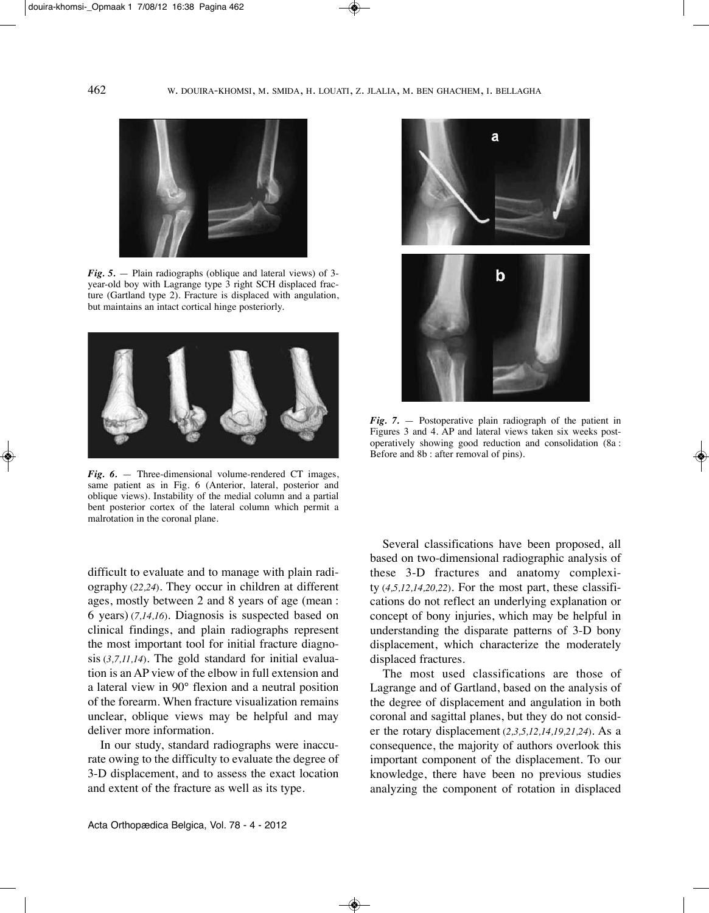*Fig. 5.* — Plain radiographs (oblique and lateral views) of 3-year-old boy with Lagrange type 3 right SCH displaced fracture (Gartland type 2). Fracture is displaced with angulation, but maintains an intact cortical hinge posteriorly.

*Fig. 6.* — Three-dimensional volume-rendered CT images, same patient as in Fig. 6 (Anterior, lateral, posterior and oblique views). Instability of the medial column and a partial bent posterior cortex of the lateral column which permit a malrotation in the coronal plane.

*Fig. 7.* — Postoperative plain radiograph of the patient in Figures 3 and 4. AP and lateral views taken six weeks postoperatively showing good reduction and consolidation (8a : Before and 8b : after removal of pins).

difficult to evaluate and to manage with plain radiography (*22,24*). They occur in children at different ages, mostly between 2 and 8 years of age (mean : 6 years) (*7,14,16*). Diagnosis is suspected based on clinical findings, and plain radiographs represent the most important tool for initial fracture diagnosis (*3,7,11,14*). The gold standard for initial evaluation is an AP view of the elbow in full extension and a lateral view in 90° flexion and a neutral position of the forearm. When fracture visualization remains unclear, oblique views may be helpful and may deliver more information.

In our study, standard radiographs were inaccurate owing to the difficulty to evaluate the degree of 3-D displacement, and to assess the exact location and extent of the fracture as well as its type.

Several classifications have been proposed, all based on two-dimensional radiographic analysis of these 3-D fractures and anatomy complexity (*4,5,12,14,20,22*). For the most part, these classifications do not reflect an underlying explanation or concept of bony injuries, which may be helpful in understanding the disparate patterns of 3-D bony displacement, which characterize the moderately displaced fractures.

The most used classifications are those of Lagrange and of Gartland, based on the analysis of the degree of displacement and angulation in both coronal and sagittal planes, but they do not consider the rotary displacement (*2,3,5,12,14,19,21,24*). As a consequence, the majority of authors overlook this important component of the displacement. To our knowledge, there have been no previous studies analyzing the component of rotation in displaced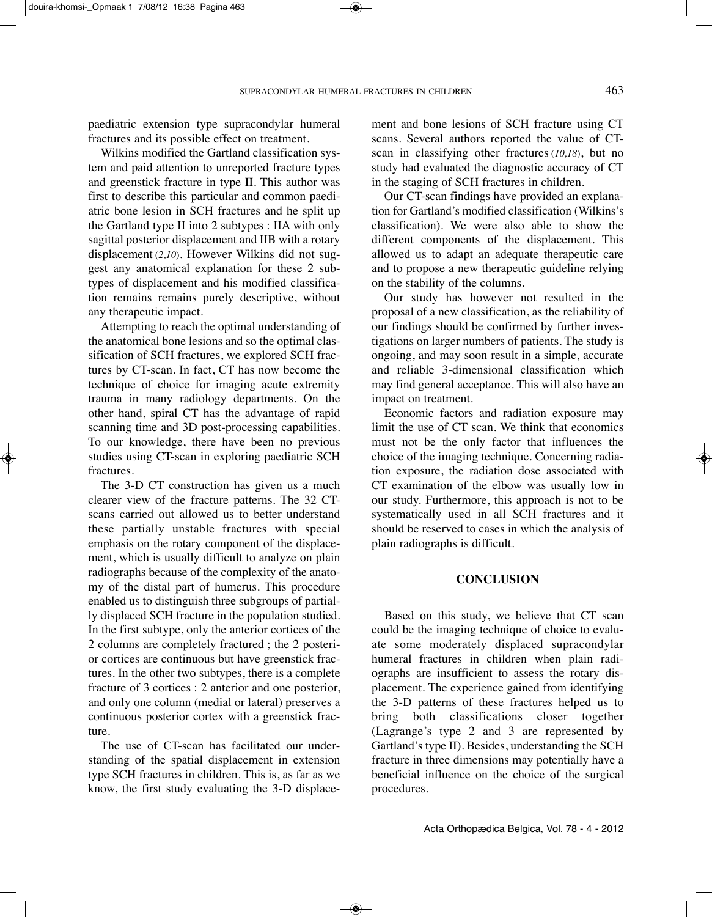paediatric extension type supracondylar humeral fractures and its possible effect on treatment.

Wilkins modified the Gartland classification system and paid attention to unreported fracture types and greenstick fracture in type II. This author was first to describe this particular and common paediatric bone lesion in SCH fractures and he split up the Gartland type II into 2 subtypes : IIA with only sagittal posterior displacement and IIB with a rotary displacement (*2,10*). However Wilkins did not suggest any anatomical explanation for these 2 subtypes of displacement and his modified classification remains remains purely descriptive, without any therapeutic impact.

Attempting to reach the optimal understanding of the anatomical bone lesions and so the optimal classification of SCH fractures, we explored SCH fractures by CT-scan. In fact, CT has now become the technique of choice for imaging acute extremity trauma in many radiology departments. On the other hand, spiral CT has the advantage of rapid scanning time and 3D post-processing capabilities. To our knowledge, there have been no previous studies using CT-scan in exploring paediatric SCH fractures.

The 3-D CT construction has given us a much clearer view of the fracture patterns. The 32 CT-scans carried out allowed us to better understand these partially unstable fractures with special emphasis on the rotary component of the displacement, which is usually difficult to analyze on plain radiographs because of the complexity of the anatomy of the distal part of humerus. This procedure enabled us to distinguish three subgroups of partially displaced SCH fracture in the population studied. In the first subtype, only the anterior cortices of the 2 columns are completely fractured ; the 2 posterior cortices are continuous but have greenstick fractures. In the other two subtypes, there is a complete fracture of 3 cortices : 2 anterior and one posterior, and only one column (medial or lateral) preserves a continuous posterior cortex with a greenstick fracture.

The use of CT-scan has facilitated our understanding of the spatial displacement in extension type SCH fractures in children. This is, as far as we know, the first study evaluating the 3-D displacement and bone lesions of SCH fracture using CT scans. Several authors reported the value of CT-scan in classifying other fractures (*10,18*), but no study had evaluated the diagnostic accuracy of CT in the staging of SCH fractures in children.

Our CT-scan findings have provided an explanation for Gartland's modified classification (Wilkins's classification). We were also able to show the different components of the displacement. This allowed us to adapt an adequate therapeutic care and to propose a new therapeutic guideline relying on the stability of the columns.

Our study has however not resulted in the proposal of a new classification, as the reliability of our findings should be confirmed by further investigations on larger numbers of patients. The study is ongoing, and may soon result in a simple, accurate and reliable 3-dimensional classification which may find general acceptance. This will also have an impact on treatment.

Economic factors and radiation exposure may limit the use of CT scan. We think that economics must not be the only factor that influences the choice of the imaging technique. Concerning radiation exposure, the radiation dose associated with CT examination of the elbow was usually low in our study. Furthermore, this approach is not to be systematically used in all SCH fractures and it should be reserved to cases in which the analysis of plain radiographs is difficult.

## CONCLUSION

Based on this study, we believe that CT scan could be the imaging technique of choice to evaluate some moderately displaced supracondylar humeral fractures in children when plain radiographs are insufficient to assess the rotary displacement. The experience gained from identifying the 3-D patterns of these fractures helped us to bring both classifications closer together (Lagrange's type 2 and 3 are represented by Gartland's type II). Besides, understanding the SCH fracture in three dimensions may potentially have a beneficial influence on the choice of the surgical procedures.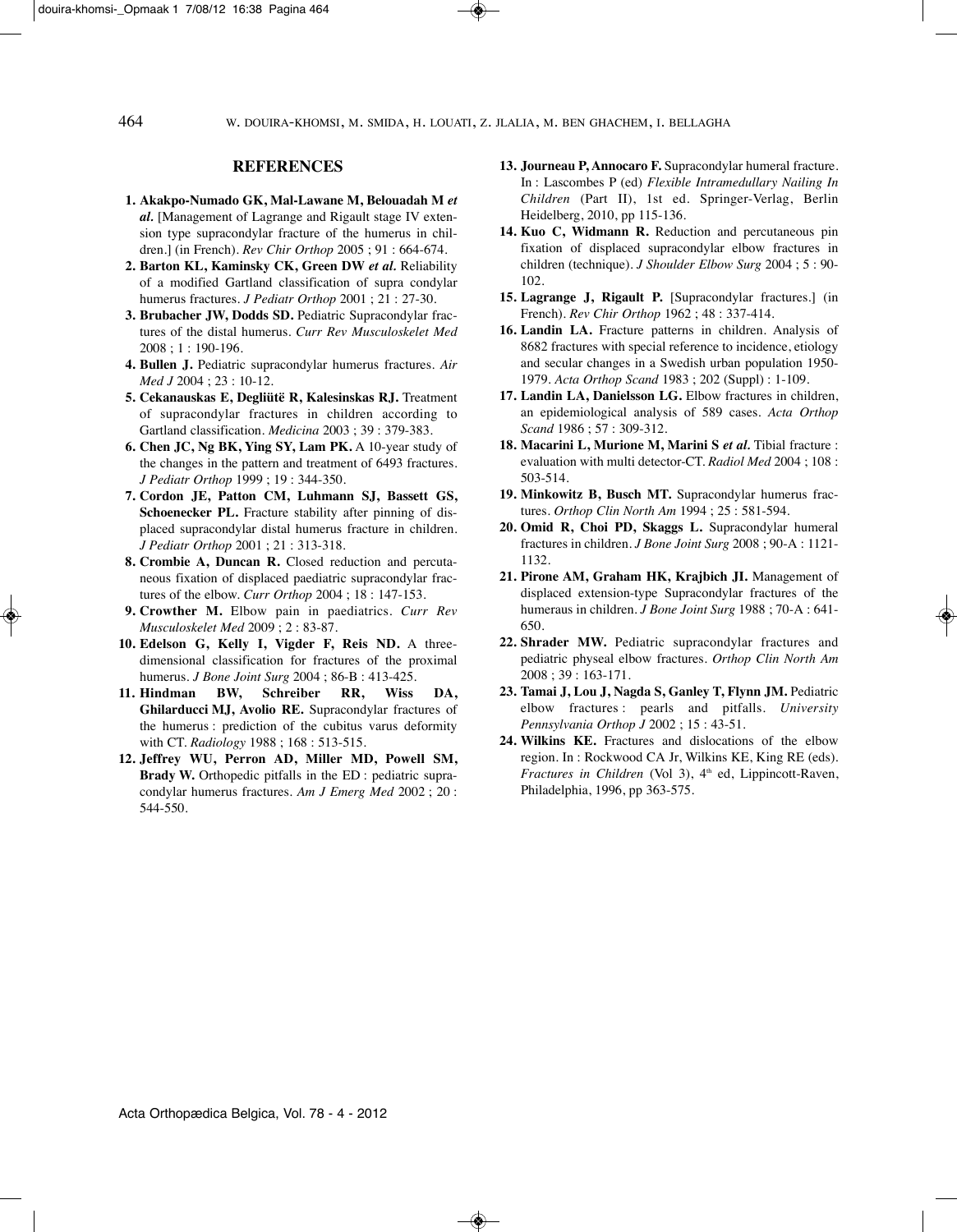## REFERENCES

1. **Akakpo-Numado GK, Mal-Lawane M, Belouadah M *et al.*** [Management of Lagrange and Rigault stage IV extension type supracondylar fracture of the humerus in children.] (in French). *Rev Chir Orthop* 2005 ; 91 : 664-674.
2. **Barton KL, Kaminsky CK, Green DW *et al.*** Reliability of a modified Gartland classification of supra condylar humerus fractures. *J Pediatr Orthop* 2001 ; 21 : 27-30.
3. **Brubacher JW, Dodds SD.** Pediatric Supracondylar fractures of the distal humerus. *Curr Rev Musculoskelet Med* 2008 ; 1 : 190-196.
4. **Bullen J.** Pediatric supracondylar humerus fractures. *Air Med J* 2004 ; 23 : 10-12.
5. **Cekanauskas E, Degliütë R, Kalesinskas RJ.** Treatment of supracondylar fractures in children according to Gartland classification. *Medicina* 2003 ; 39 : 379-383.
6. **Chen JC, Ng BK, Ying SY, Lam PK.** A 10-year study of the changes in the pattern and treatment of 6493 fractures. *J Pediatr Orthop* 1999 ; 19 : 344-350.
7. **Cordon JE, Patton CM, Luhmann SJ, Bassett GS, Schoenecker PL.** Fracture stability after pinning of displaced supracondylar distal humerus fracture in children. *J Pediatr Orthop* 2001 ; 21 : 313-318.
8. **Crombie A, Duncan R.** Closed reduction and percutaneous fixation of displaced paediatric supracondylar fractures of the elbow. *Curr Orthop* 2004 ; 18 : 147-153.
9. **Crowther M.** Elbow pain in paediatrics. *Curr Rev Musculoskelet Med* 2009 ; 2 : 83-87.
10. **Edelson G, Kelly I, Vigder F, Reis ND.** A three-dimensional classification for fractures of the proximal humerus. *J Bone Joint Surg* 2004 ; 86-B : 413-425.
11. **Hindman BW, Schreiber RR, Wiss DA, Ghilarducci MJ, Avolio RE.** Supracondylar fractures of the humerus : prediction of the cubitus varus deformity with CT. *Radiology* 1988 ; 168 : 513-515.
12. **Jeffrey WU, Perron AD, Miller MD, Powell SM, Brady W.** Orthopedic pitfalls in the ED : pediatric supracondylar humerus fractures. *Am J Emerg Med* 2002 ; 20 : 544-550.
13. **Journeau P, Annocaro F.** Supracondylar humeral fracture. In : Lascombes P (ed) *Flexible Intramedullary Nailing In Children* (Part II), 1st ed. Springer-Verlag, Berlin Heidelberg, 2010, pp 115-136.
14. **Kuo C, Widmann R.** Reduction and percutaneous pin fixation of displaced supracondylar elbow fractures in children (technique). *J Shoulder Elbow Surg* 2004 ; 5 : 90-102.
15. **Lagrange J, Rigault P.** [Supracondylar fractures.] (in French). *Rev Chir Orthop* 1962 ; 48 : 337-414.
16. **Landin LA.** Fracture patterns in children. Analysis of 8682 fractures with special reference to incidence, etiology and secular changes in a Swedish urban population 1950-1979. *Acta Orthop Scand* 1983 ; 202 (Suppl) : 1-109.
17. **Landin LA, Danielsson LG.** Elbow fractures in children, an epidemiological analysis of 589 cases. *Acta Orthop Scand* 1986 ; 57 : 309-312.
18. **Macarini L, Murione M, Marini S *et al.*** Tibial fracture : evaluation with multi detector-CT. *Radiol Med* 2004 ; 108 : 503-514.
19. **Minkowitz B, Busch MT.** Supracondylar humerus fractures. *Orthop Clin North Am* 1994 ; 25 : 581-594.
20. **Omid R, Choi PD, Skaggs L.** Supracondylar humeral fractures in children. *J Bone Joint Surg* 2008 ; 90-A : 1121-1132.
21. **Pirone AM, Graham HK, Krajbich JI.** Management of displaced extension-type Supracondylar fractures of the humeraus in children. *J Bone Joint Surg* 1988 ; 70-A : 641-650.
22. **Shrader MW.** Pediatric supracondylar fractures and pediatric physeal elbow fractures. *Orthop Clin North Am* 2008 ; 39 : 163-171.
23. **Tamai J, Lou J, Nagda S, Ganley T, Flynn JM.** Pediatric elbow fractures : pearls and pitfalls. *University Pennsylvania Orthop J* 2002 ; 15 : 43-51.
24. **Wilkins KE.** Fractures and dislocations of the elbow region. In : Rockwood CA Jr, Wilkins KE, King RE (eds). *Fractures in Children* (Vol 3), 4th ed, Lippincott-Raven, Philadelphia, 1996, pp 363-575.